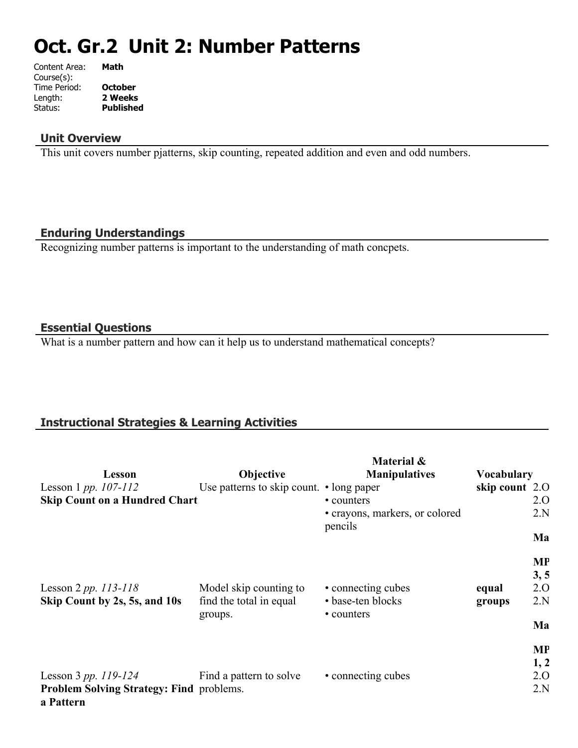# Oct. Gr.2 Unit 2: Number Patterns

Content Area: **Math**
Course(s):
Time Period: **October**
Length: **2 Weeks**
Status: **Published**

## Unit Overview

This unit covers number pjatterns, skip counting, repeated addition and even and odd numbers.

## Enduring Understandings

Recognizing number patterns is important to the understanding of math concpets.

## Essential Questions

What is a number pattern and how can it help us to understand mathematical concepts?

## Instructional Strategies & Learning Activities

| Lesson | Objective | Material & Manipulatives | Vocabulary | |
|---|---|---|---|---|
| Lesson 1 *pp. 107-112* **Skip Count on a Hundred Chart** | Use patterns to skip count. | • long paper<br>• counters<br>• crayons, markers, or colored pencils | **skip count** | 2.O<br>2.O<br>2.N<br>**Ma**<br>**MP 3, 5** |
| Lesson 2 *pp. 113-118* **Skip Count by 2s, 5s, and 10s** | Model skip counting to find the total in equal groups. | • connecting cubes<br>• base-ten blocks<br>• counters | **equal groups** | 2.O<br>2.N<br>**Ma**<br>**MP 1, 2** |
| Lesson 3 *pp. 119-124* **Problem Solving Strategy: Find a Pattern** | Find a pattern to solve problems. | • connecting cubes | | 2.O<br>2.N |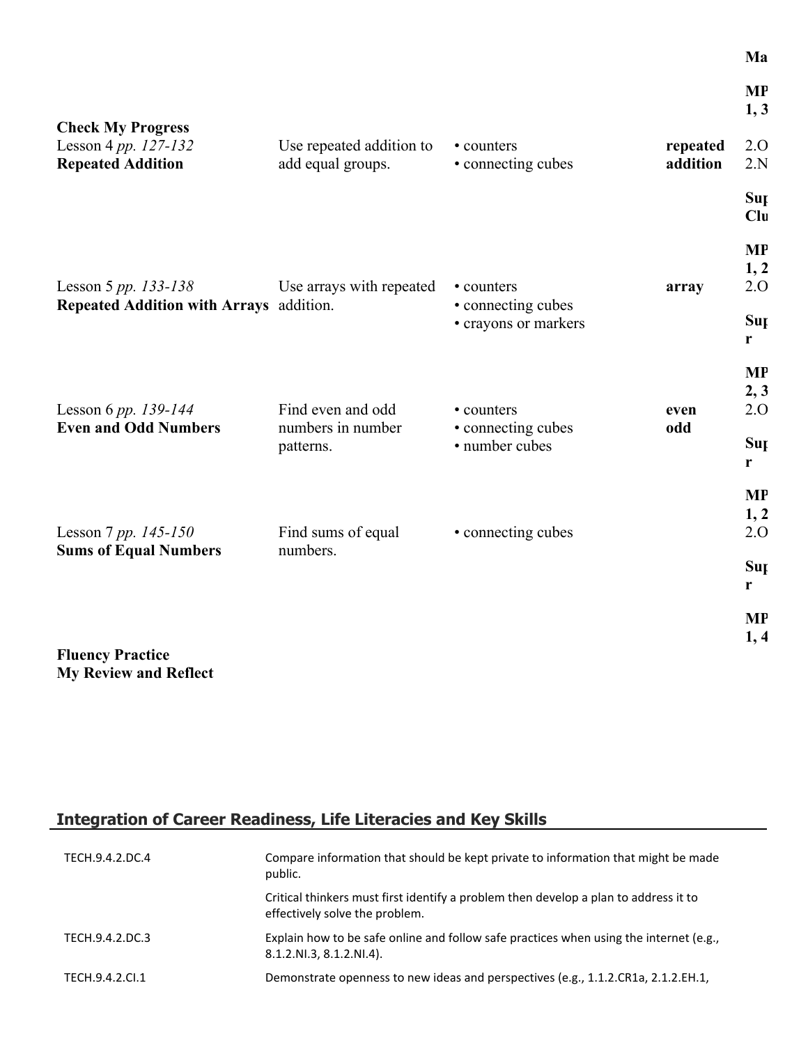| | | | | Ma |
|---|---|---|---|---|
| **Check My Progress** | | | | **MP 1, 3** |
| Lesson 4 *pp. 127-132* **Repeated Addition** | Use repeated addition to add equal groups. | • counters • connecting cubes | **repeated addition** | 2.O 2.N **Sup Clu** |
| Lesson 5 *pp. 133-138* **Repeated Addition with Arrays** | Use arrays with repeated addition. | • counters • connecting cubes • crayons or markers | **array** | **MP 1, 2** 2.O **Sup r** |
| Lesson 6 *pp. 139-144* **Even and Odd Numbers** | Find even and odd numbers in number patterns. | • counters • connecting cubes • number cubes | **even odd** | **MP 2, 3** 2.O **Sup r** |
| Lesson 7 *pp. 145-150* **Sums of Equal Numbers** | Find sums of equal numbers. | • connecting cubes | | **MP 1, 2** 2.O **Sup r** |
| **Fluency Practice** **My Review and Reflect** | | | | **MP 1, 4** |

## Integration of Career Readiness, Life Literacies and Key Skills

| | |
|---|---|
| TECH.9.4.2.DC.4 | Compare information that should be kept private to information that might be made public. |
| | Critical thinkers must first identify a problem then develop a plan to address it to effectively solve the problem. |
| TECH.9.4.2.DC.3 | Explain how to be safe online and follow safe practices when using the internet (e.g., 8.1.2.NI.3, 8.1.2.NI.4). |
| TECH.9.4.2.CI.1 | Demonstrate openness to new ideas and perspectives (e.g., 1.1.2.CR1a, 2.1.2.EH.1, |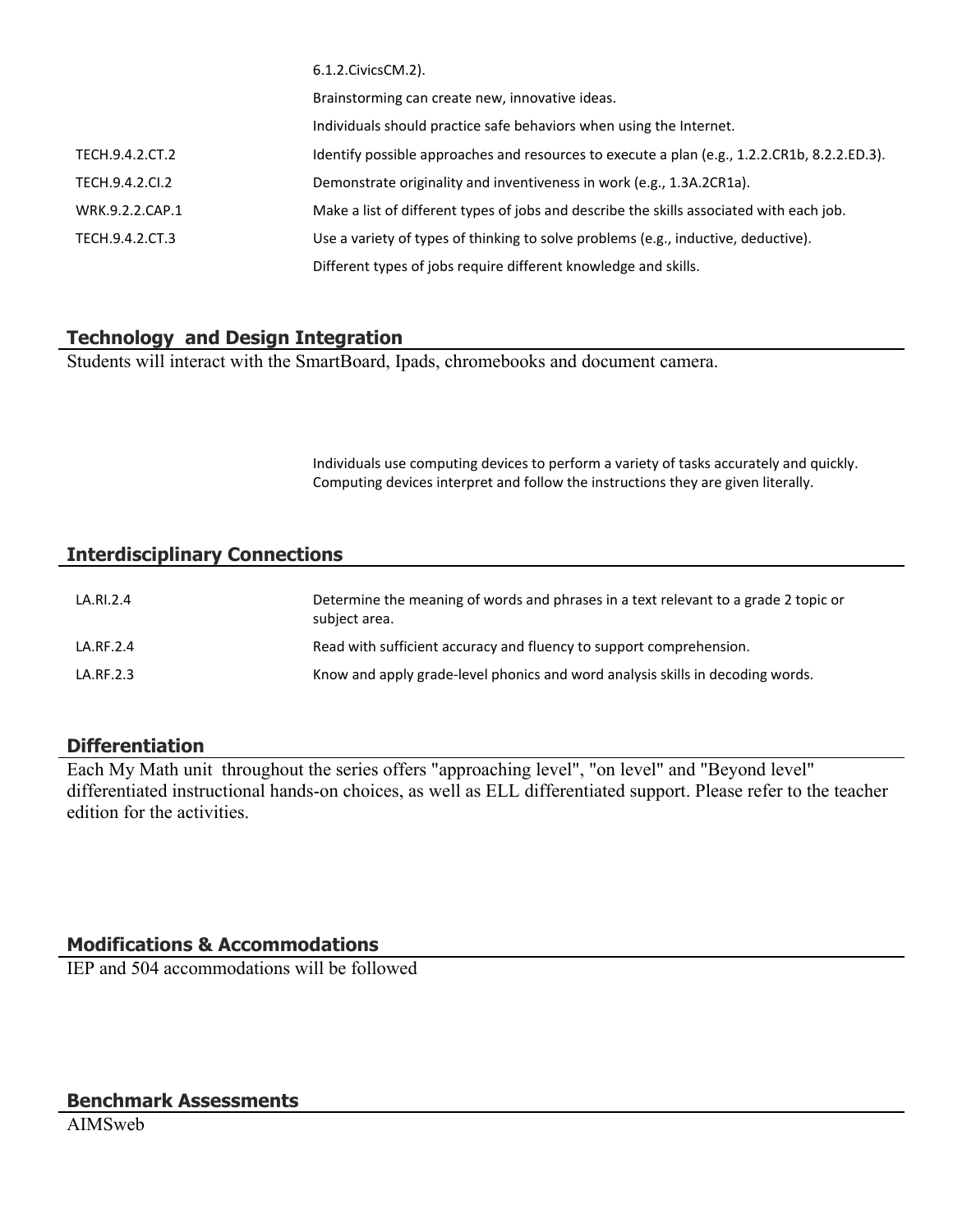| | |
|---|---|
| | 6.1.2.CivicsCM.2). |
| | Brainstorming can create new, innovative ideas. |
| | Individuals should practice safe behaviors when using the Internet. |
| TECH.9.4.2.CT.2 | Identify possible approaches and resources to execute a plan (e.g., 1.2.2.CR1b, 8.2.2.ED.3). |
| TECH.9.4.2.CI.2 | Demonstrate originality and inventiveness in work (e.g., 1.3A.2CR1a). |
| WRK.9.2.2.CAP.1 | Make a list of different types of jobs and describe the skills associated with each job. |
| TECH.9.4.2.CT.3 | Use a variety of types of thinking to solve problems (e.g., inductive, deductive). |
| | Different types of jobs require different knowledge and skills. |

## Technology and Design Integration

Students will interact with the SmartBoard, Ipads, chromebooks and document camera.

| | |
|---|---|
| | Individuals use computing devices to perform a variety of tasks accurately and quickly. |
| | Computing devices interpret and follow the instructions they are given literally. |

## Interdisciplinary Connections

| | |
|---|---|
| LA.RI.2.4 | Determine the meaning of words and phrases in a text relevant to a grade 2 topic or subject area. |
| LA.RF.2.4 | Read with sufficient accuracy and fluency to support comprehension. |
| LA.RF.2.3 | Know and apply grade-level phonics and word analysis skills in decoding words. |

## Differentiation

Each My Math unit throughout the series offers "approaching level", "on level" and "Beyond level" differentiated instructional hands-on choices, as well as ELL differentiated support. Please refer to the teacher edition for the activities.

## Modifications & Accommodations

IEP and 504 accommodations will be followed

## Benchmark Assessments

AIMSweb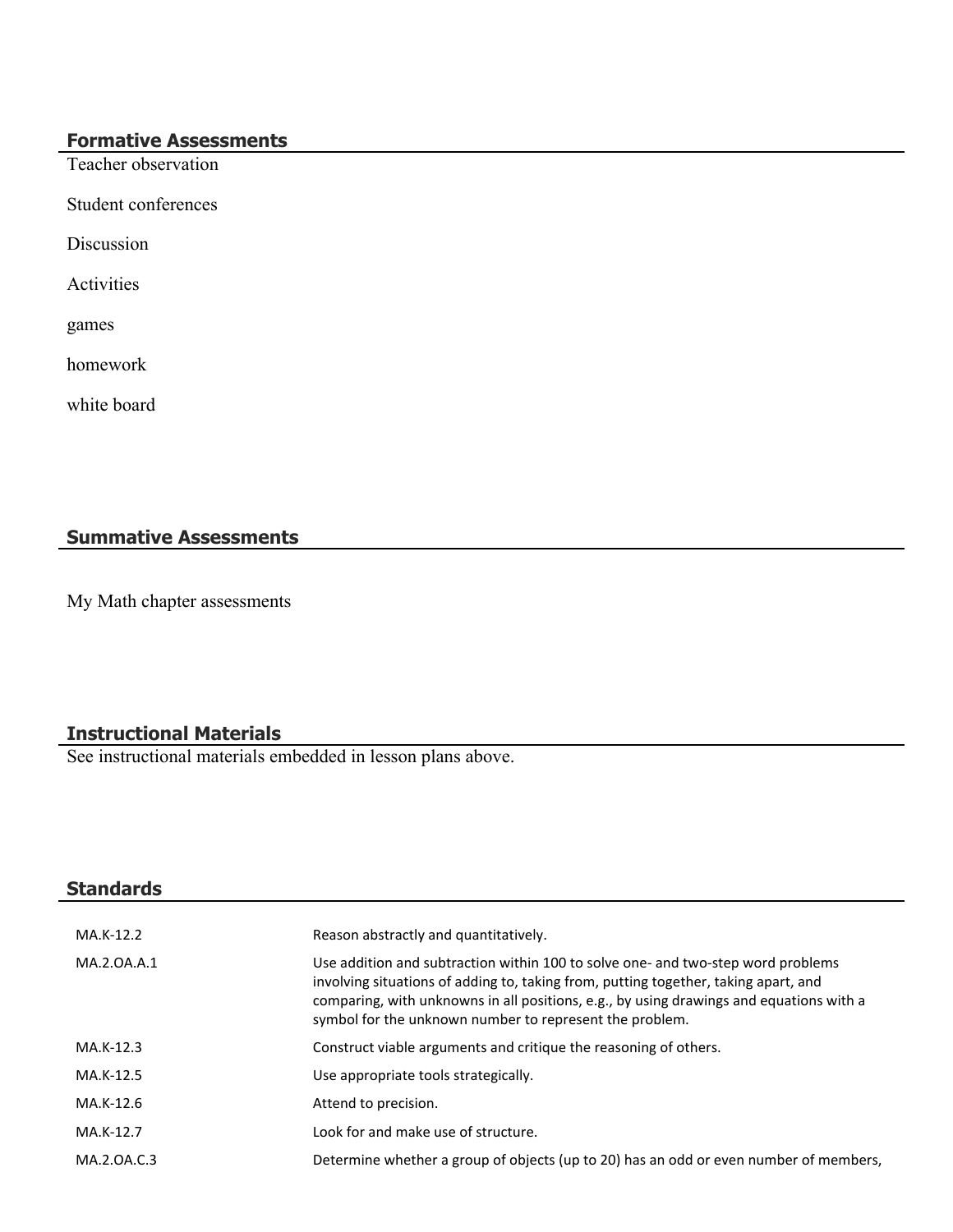## Formative Assessments

Teacher observation

Student conferences

Discussion

Activities

games

homework

white board

## Summative Assessments

My Math chapter assessments

## Instructional Materials

See instructional materials embedded in lesson plans above.

## Standards

| | |
|---|---|
| MA.K-12.2 | Reason abstractly and quantitatively. |
| MA.2.OA.A.1 | Use addition and subtraction within 100 to solve one- and two-step word problems involving situations of adding to, taking from, putting together, taking apart, and comparing, with unknowns in all positions, e.g., by using drawings and equations with a symbol for the unknown number to represent the problem. |
| MA.K-12.3 | Construct viable arguments and critique the reasoning of others. |
| MA.K-12.5 | Use appropriate tools strategically. |
| MA.K-12.6 | Attend to precision. |
| MA.K-12.7 | Look for and make use of structure. |
| MA.2.OA.C.3 | Determine whether a group of objects (up to 20) has an odd or even number of members, |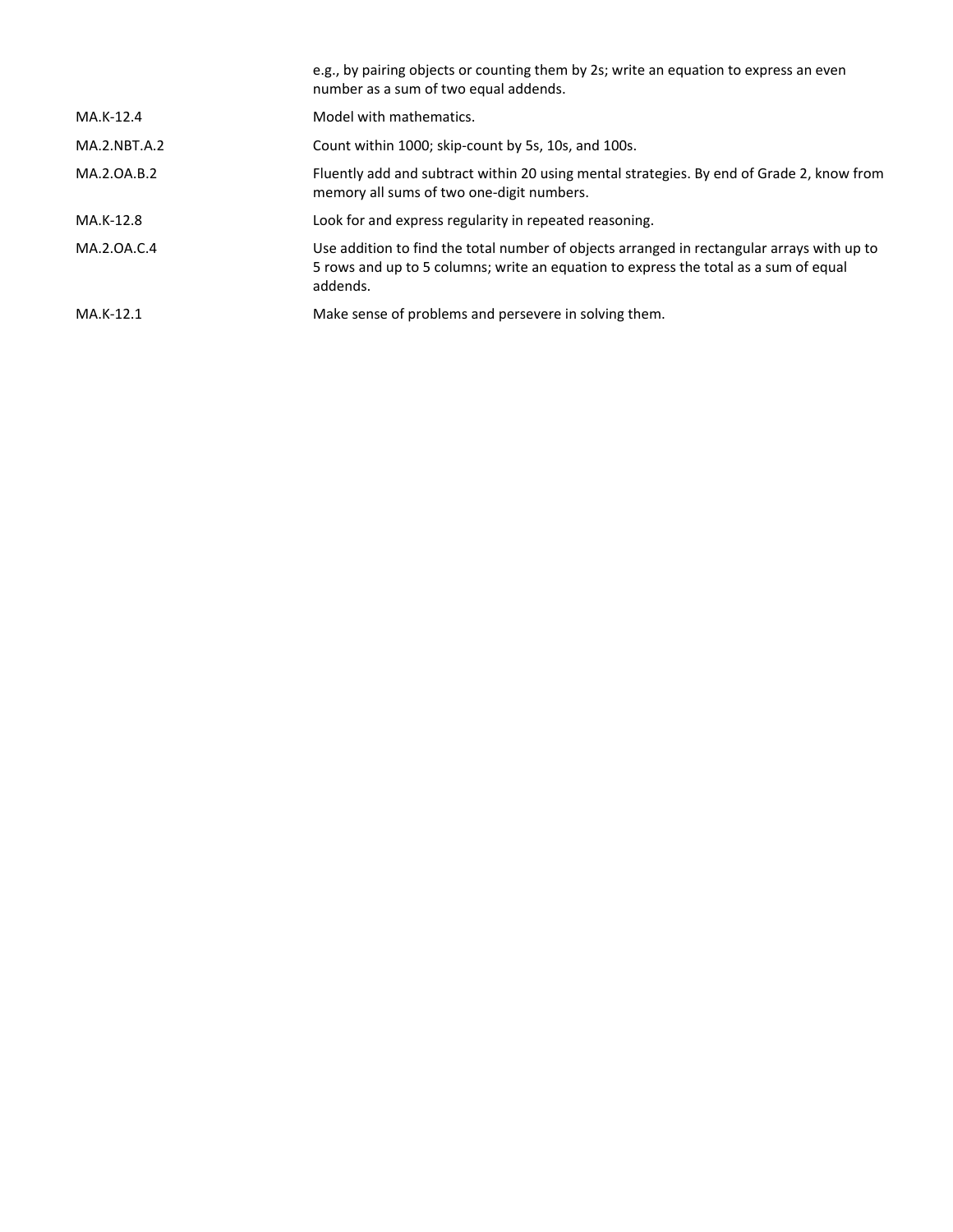| | |
|---|---|
| | e.g., by pairing objects or counting them by 2s; write an equation to express an even number as a sum of two equal addends. |
| MA.K-12.4 | Model with mathematics. |
| MA.2.NBT.A.2 | Count within 1000; skip-count by 5s, 10s, and 100s. |
| MA.2.OA.B.2 | Fluently add and subtract within 20 using mental strategies. By end of Grade 2, know from memory all sums of two one-digit numbers. |
| MA.K-12.8 | Look for and express regularity in repeated reasoning. |
| MA.2.OA.C.4 | Use addition to find the total number of objects arranged in rectangular arrays with up to 5 rows and up to 5 columns; write an equation to express the total as a sum of equal addends. |
| MA.K-12.1 | Make sense of problems and persevere in solving them. |